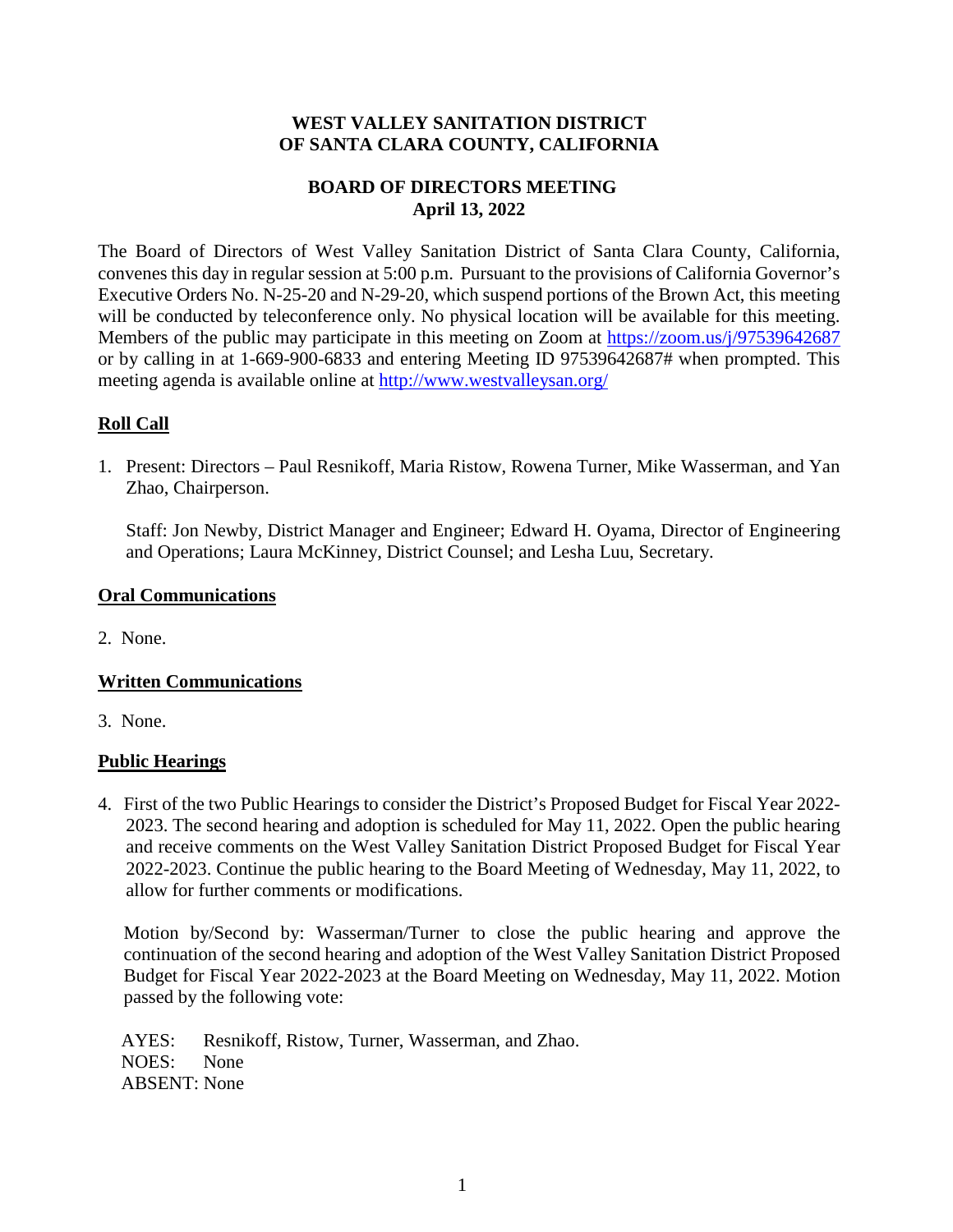# WEST VALLEY SANITATION DISTRICT
# OF SANTA CLARA COUNTY, CALIFORNIA

## BOARD OF DIRECTORS MEETING
## April 13, 2022

The Board of Directors of West Valley Sanitation District of Santa Clara County, California, convenes this day in regular session at 5:00 p.m. Pursuant to the provisions of California Governor's Executive Orders No. N-25-20 and N-29-20, which suspend portions of the Brown Act, this meeting will be conducted by teleconference only. No physical location will be available for this meeting. Members of the public may participate in this meeting on Zoom at https://zoom.us/j/97539642687 or by calling in at 1-669-900-6833 and entering Meeting ID 97539642687# when prompted. This meeting agenda is available online at http://www.westvalleysan.org/

### Roll Call

1. Present: Directors – Paul Resnikoff, Maria Ristow, Rowena Turner, Mike Wasserman, and Yan Zhao, Chairperson.

   Staff: Jon Newby, District Manager and Engineer; Edward H. Oyama, Director of Engineering and Operations; Laura McKinney, District Counsel; and Lesha Luu, Secretary.

### Oral Communications

2. None.

### Written Communications

3. None.

### Public Hearings

4. First of the two Public Hearings to consider the District's Proposed Budget for Fiscal Year 2022-2023. The second hearing and adoption is scheduled for May 11, 2022. Open the public hearing and receive comments on the West Valley Sanitation District Proposed Budget for Fiscal Year 2022-2023. Continue the public hearing to the Board Meeting of Wednesday, May 11, 2022, to allow for further comments or modifications.

   Motion by/Second by: Wasserman/Turner to close the public hearing and approve the continuation of the second hearing and adoption of the West Valley Sanitation District Proposed Budget for Fiscal Year 2022-2023 at the Board Meeting on Wednesday, May 11, 2022. Motion passed by the following vote:

   AYES: Resnikoff, Ristow, Turner, Wasserman, and Zhao.
   NOES: None
   ABSENT: None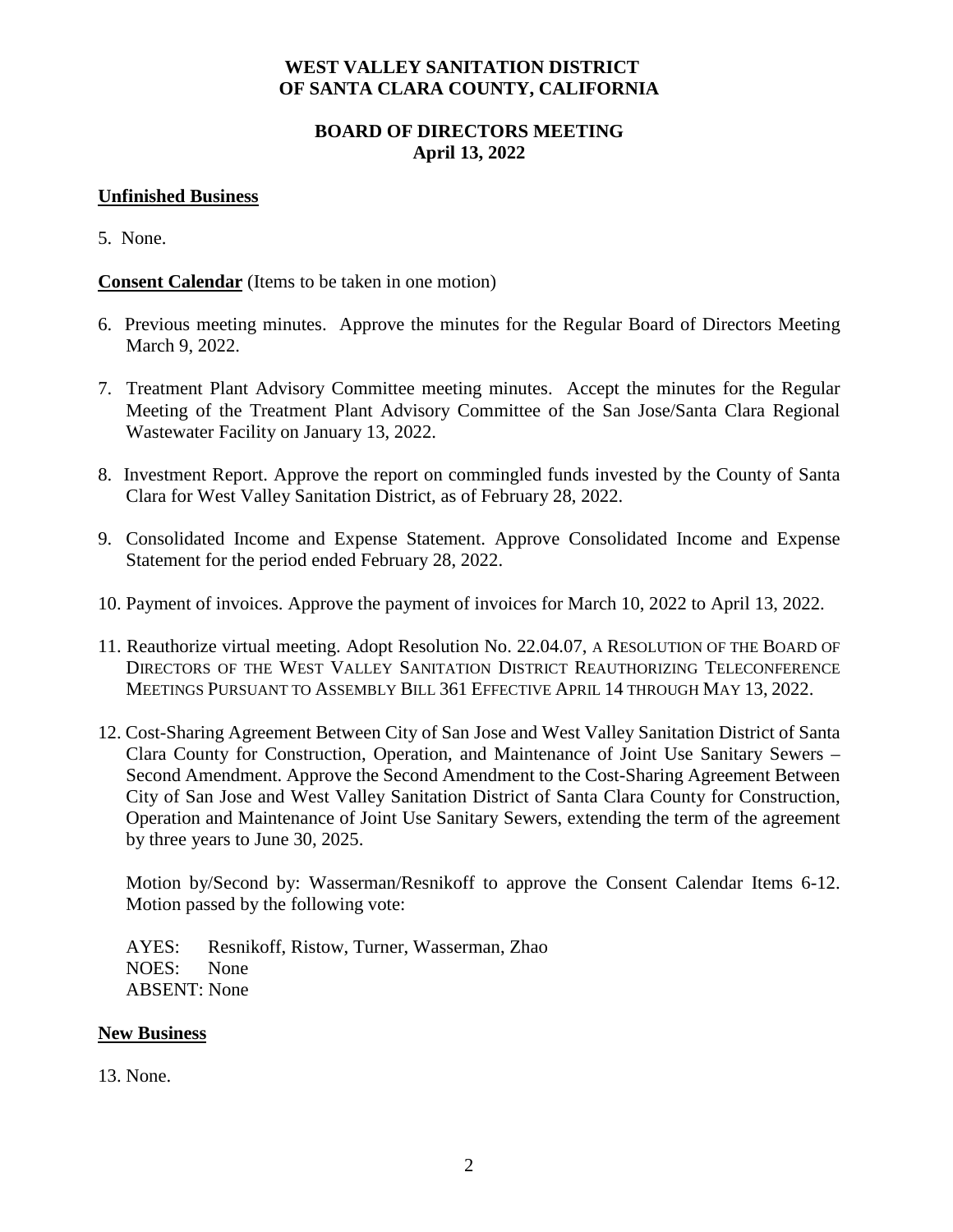**WEST VALLEY SANITATION DISTRICT**
**OF SANTA CLARA COUNTY, CALIFORNIA**

**BOARD OF DIRECTORS MEETING**
**April 13, 2022**

## Unfinished Business

5. None.

**Consent Calendar** (Items to be taken in one motion)

6. Previous meeting minutes. Approve the minutes for the Regular Board of Directors Meeting March 9, 2022.

7. Treatment Plant Advisory Committee meeting minutes. Accept the minutes for the Regular Meeting of the Treatment Plant Advisory Committee of the San Jose/Santa Clara Regional Wastewater Facility on January 13, 2022.

8. Investment Report. Approve the report on commingled funds invested by the County of Santa Clara for West Valley Sanitation District, as of February 28, 2022.

9. Consolidated Income and Expense Statement. Approve Consolidated Income and Expense Statement for the period ended February 28, 2022.

10. Payment of invoices. Approve the payment of invoices for March 10, 2022 to April 13, 2022.

11. Reauthorize virtual meeting. Adopt Resolution No. 22.04.07, A RESOLUTION OF THE BOARD OF DIRECTORS OF THE WEST VALLEY SANITATION DISTRICT REAUTHORIZING TELECONFERENCE MEETINGS PURSUANT TO ASSEMBLY BILL 361 EFFECTIVE APRIL 14 THROUGH MAY 13, 2022.

12. Cost-Sharing Agreement Between City of San Jose and West Valley Sanitation District of Santa Clara County for Construction, Operation, and Maintenance of Joint Use Sanitary Sewers – Second Amendment. Approve the Second Amendment to the Cost-Sharing Agreement Between City of San Jose and West Valley Sanitation District of Santa Clara County for Construction, Operation and Maintenance of Joint Use Sanitary Sewers, extending the term of the agreement by three years to June 30, 2025.

    Motion by/Second by: Wasserman/Resnikoff to approve the Consent Calendar Items 6-12. Motion passed by the following vote:

    AYES: Resnikoff, Ristow, Turner, Wasserman, Zhao
    NOES: None
    ABSENT: None

## New Business

13. None.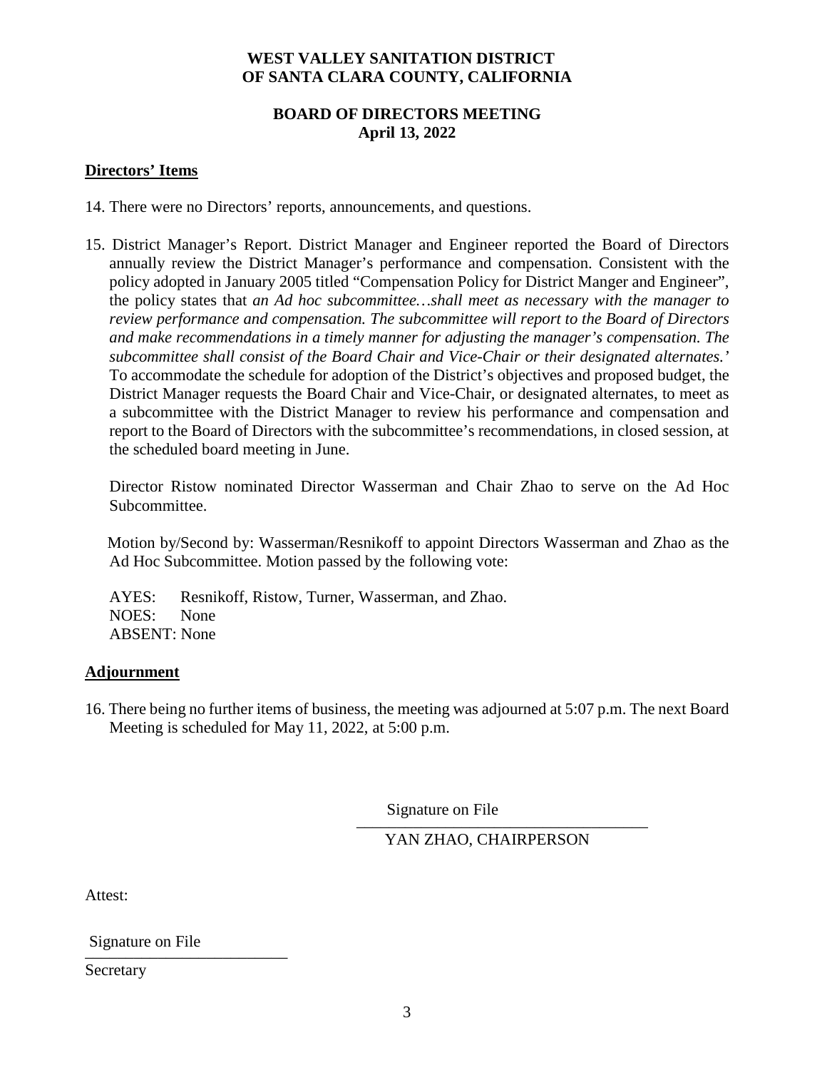**WEST VALLEY SANITATION DISTRICT**
**OF SANTA CLARA COUNTY, CALIFORNIA**

**BOARD OF DIRECTORS MEETING**
**April 13, 2022**

## Directors' Items

14. There were no Directors' reports, announcements, and questions.

15. District Manager's Report. District Manager and Engineer reported the Board of Directors annually review the District Manager's performance and compensation. Consistent with the policy adopted in January 2005 titled "Compensation Policy for District Manger and Engineer", the policy states that *an Ad hoc subcommittee…shall meet as necessary with the manager to review performance and compensation. The subcommittee will report to the Board of Directors and make recommendations in a timely manner for adjusting the manager's compensation. The subcommittee shall consist of the Board Chair and Vice-Chair or their designated alternates.'* To accommodate the schedule for adoption of the District's objectives and proposed budget, the District Manager requests the Board Chair and Vice-Chair, or designated alternates, to meet as a subcommittee with the District Manager to review his performance and compensation and report to the Board of Directors with the subcommittee's recommendations, in closed session, at the scheduled board meeting in June.

    Director Ristow nominated Director Wasserman and Chair Zhao to serve on the Ad Hoc Subcommittee.

    Motion by/Second by: Wasserman/Resnikoff to appoint Directors Wasserman and Zhao as the Ad Hoc Subcommittee. Motion passed by the following vote:

    AYES: Resnikoff, Ristow, Turner, Wasserman, and Zhao.
    NOES: None
    ABSENT: None

## Adjournment

16. There being no further items of business, the meeting was adjourned at 5:07 p.m. The next Board Meeting is scheduled for May 11, 2022, at 5:00 p.m.

Signature on File
___________________________________
YAN ZHAO, CHAIRPERSON

Attest:

Signature on File
___________________________
Secretary